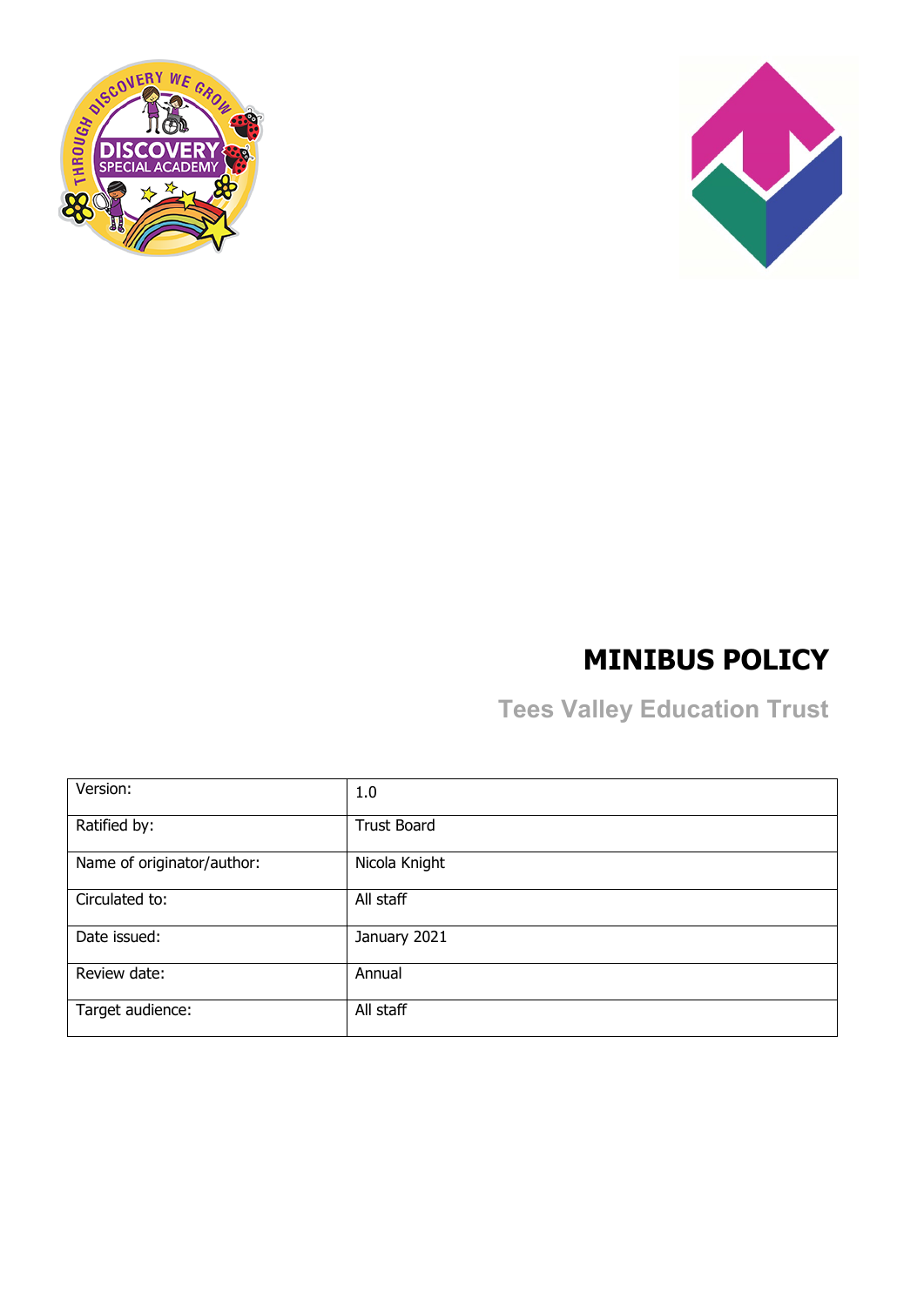# MINIBUS POLICY

## Tees Valley Education Trust

| Version: | 1.0 |
|---|---|
| Ratified by: | Trust Board |
| Name of originator/author: | Nicola Knight |
| Circulated to: | All staff |
| Date issued: | January 2021 |
| Review date: | Annual |
| Target audience: | All staff |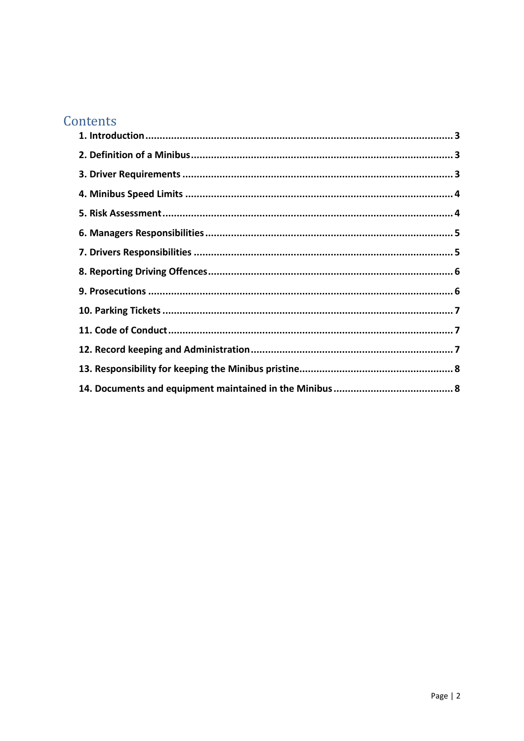# Contents

**1. Introduction** .......... 3

**2. Definition of a Minibus** .......... 3

**3. Driver Requirements** .......... 3

**4. Minibus Speed Limits** .......... 4

**5. Risk Assessment** .......... 4

**6. Managers Responsibilities** .......... 5

**7. Drivers Responsibilities** .......... 5

**8. Reporting Driving Offences** .......... 6

**9. Prosecutions** .......... 6

**10. Parking Tickets** .......... 7

**11. Code of Conduct** .......... 7

**12. Record keeping and Administration** .......... 7

**13. Responsibility for keeping the Minibus pristine** .......... 8

**14. Documents and equipment maintained in the Minibus** .......... 8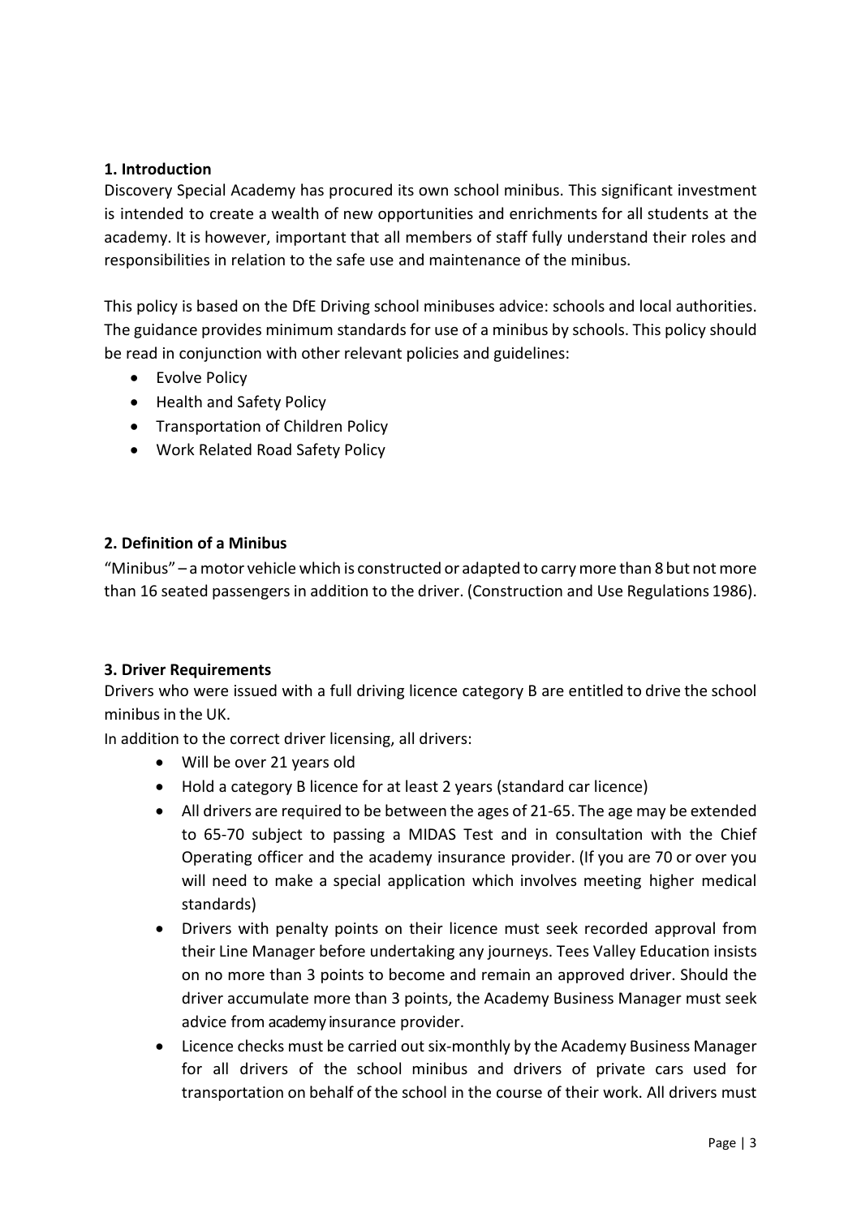**1. Introduction**

Discovery Special Academy has procured its own school minibus. This significant investment is intended to create a wealth of new opportunities and enrichments for all students at the academy. It is however, important that all members of staff fully understand their roles and responsibilities in relation to the safe use and maintenance of the minibus.

This policy is based on the DfE Driving school minibuses advice: schools and local authorities. The guidance provides minimum standards for use of a minibus by schools. This policy should be read in conjunction with other relevant policies and guidelines:

- Evolve Policy
- Health and Safety Policy
- Transportation of Children Policy
- Work Related Road Safety Policy

**2. Definition of a Minibus**

"Minibus" – a motor vehicle which is constructed or adapted to carry more than 8 but not more than 16 seated passengers in addition to the driver. (Construction and Use Regulations 1986).

**3. Driver Requirements**

Drivers who were issued with a full driving licence category B are entitled to drive the school minibus in the UK.

In addition to the correct driver licensing, all drivers:

- Will be over 21 years old
- Hold a category B licence for at least 2 years (standard car licence)
- All drivers are required to be between the ages of 21-65. The age may be extended to 65-70 subject to passing a MIDAS Test and in consultation with the Chief Operating officer and the academy insurance provider. (If you are 70 or over you will need to make a special application which involves meeting higher medical standards)
- Drivers with penalty points on their licence must seek recorded approval from their Line Manager before undertaking any journeys. Tees Valley Education insists on no more than 3 points to become and remain an approved driver. Should the driver accumulate more than 3 points, the Academy Business Manager must seek advice from academy insurance provider.
- Licence checks must be carried out six-monthly by the Academy Business Manager for all drivers of the school minibus and drivers of private cars used for transportation on behalf of the school in the course of their work. All drivers must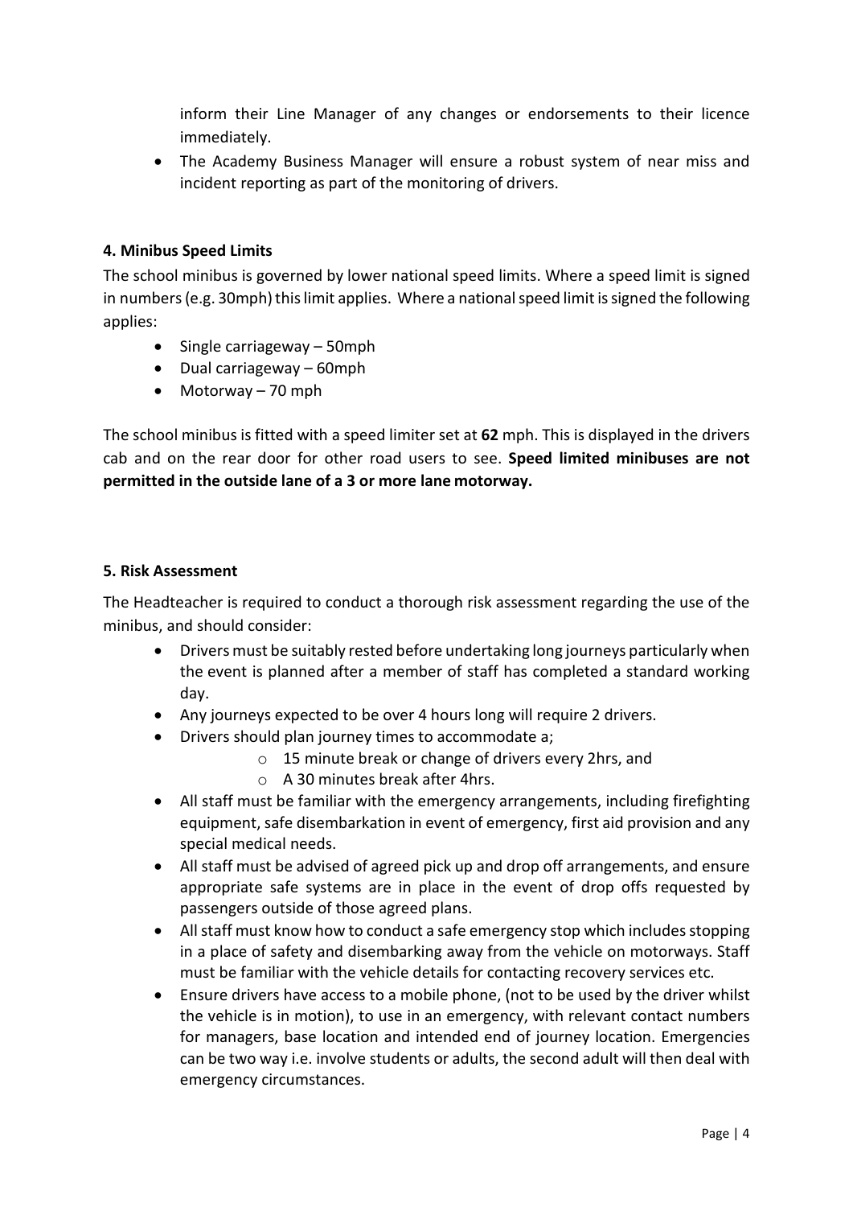inform their Line Manager of any changes or endorsements to their licence immediately.

- The Academy Business Manager will ensure a robust system of near miss and incident reporting as part of the monitoring of drivers.

### 4. Minibus Speed Limits

The school minibus is governed by lower national speed limits. Where a speed limit is signed in numbers (e.g. 30mph) this limit applies. Where a national speed limit is signed the following applies:

- Single carriageway – 50mph
- Dual carriageway – 60mph
- Motorway – 70 mph

The school minibus is fitted with a speed limiter set at **62** mph. This is displayed in the drivers cab and on the rear door for other road users to see. **Speed limited minibuses are not permitted in the outside lane of a 3 or more lane motorway.**

### 5. Risk Assessment

The Headteacher is required to conduct a thorough risk assessment regarding the use of the minibus, and should consider:

- Drivers must be suitably rested before undertaking long journeys particularly when the event is planned after a member of staff has completed a standard working day.
- Any journeys expected to be over 4 hours long will require 2 drivers.
- Drivers should plan journey times to accommodate a;
  - 15 minute break or change of drivers every 2hrs, and
  - A 30 minutes break after 4hrs.
- All staff must be familiar with the emergency arrangements, including firefighting equipment, safe disembarkation in event of emergency, first aid provision and any special medical needs.
- All staff must be advised of agreed pick up and drop off arrangements, and ensure appropriate safe systems are in place in the event of drop offs requested by passengers outside of those agreed plans.
- All staff must know how to conduct a safe emergency stop which includes stopping in a place of safety and disembarking away from the vehicle on motorways. Staff must be familiar with the vehicle details for contacting recovery services etc.
- Ensure drivers have access to a mobile phone, (not to be used by the driver whilst the vehicle is in motion), to use in an emergency, with relevant contact numbers for managers, base location and intended end of journey location. Emergencies can be two way i.e. involve students or adults, the second adult will then deal with emergency circumstances.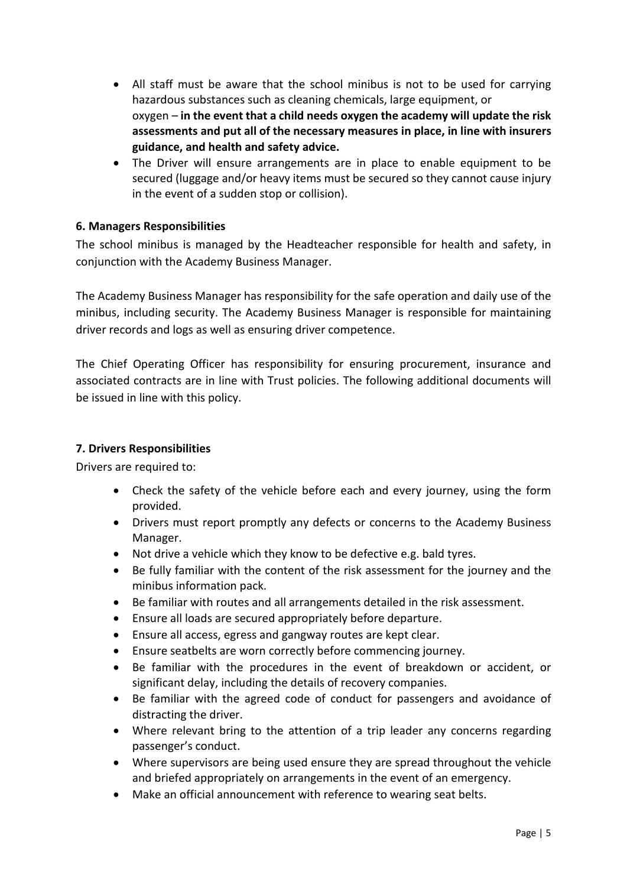- All staff must be aware that the school minibus is not to be used for carrying hazardous substances such as cleaning chemicals, large equipment, or oxygen – **in the event that a child needs oxygen the academy will update the risk assessments and put all of the necessary measures in place, in line with insurers guidance, and health and safety advice.**
- The Driver will ensure arrangements are in place to enable equipment to be secured (luggage and/or heavy items must be secured so they cannot cause injury in the event of a sudden stop or collision).

### 6. Managers Responsibilities

The school minibus is managed by the Headteacher responsible for health and safety, in conjunction with the Academy Business Manager.

The Academy Business Manager has responsibility for the safe operation and daily use of the minibus, including security. The Academy Business Manager is responsible for maintaining driver records and logs as well as ensuring driver competence.

The Chief Operating Officer has responsibility for ensuring procurement, insurance and associated contracts are in line with Trust policies. The following additional documents will be issued in line with this policy.

### 7. Drivers Responsibilities

Drivers are required to:

- Check the safety of the vehicle before each and every journey, using the form provided.
- Drivers must report promptly any defects or concerns to the Academy Business Manager.
- Not drive a vehicle which they know to be defective e.g. bald tyres.
- Be fully familiar with the content of the risk assessment for the journey and the minibus information pack.
- Be familiar with routes and all arrangements detailed in the risk assessment.
- Ensure all loads are secured appropriately before departure.
- Ensure all access, egress and gangway routes are kept clear.
- Ensure seatbelts are worn correctly before commencing journey.
- Be familiar with the procedures in the event of breakdown or accident, or significant delay, including the details of recovery companies.
- Be familiar with the agreed code of conduct for passengers and avoidance of distracting the driver.
- Where relevant bring to the attention of a trip leader any concerns regarding passenger's conduct.
- Where supervisors are being used ensure they are spread throughout the vehicle and briefed appropriately on arrangements in the event of an emergency.
- Make an official announcement with reference to wearing seat belts.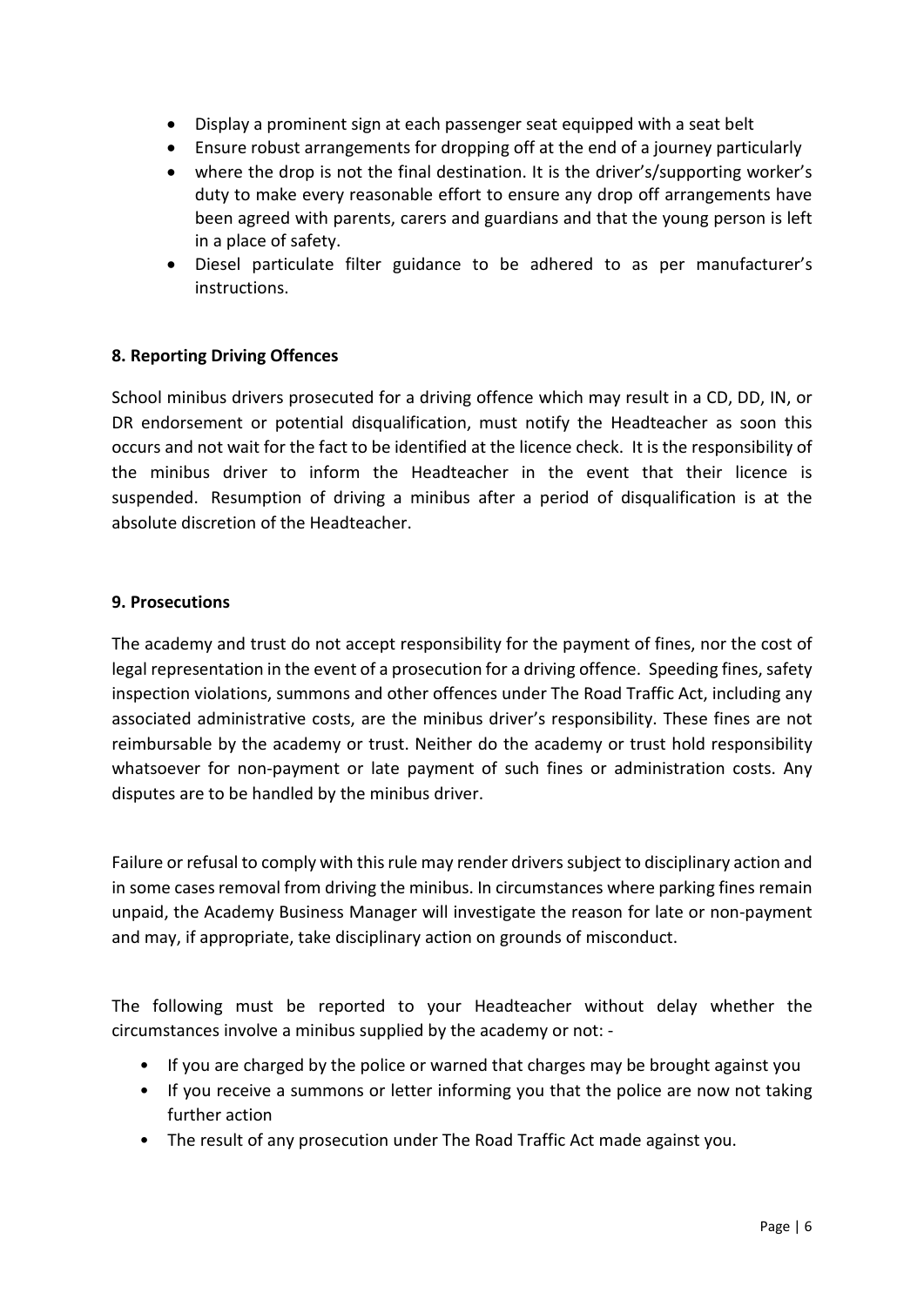- Display a prominent sign at each passenger seat equipped with a seat belt
- Ensure robust arrangements for dropping off at the end of a journey particularly
- where the drop is not the final destination. It is the driver's/supporting worker's duty to make every reasonable effort to ensure any drop off arrangements have been agreed with parents, carers and guardians and that the young person is left in a place of safety.
- Diesel particulate filter guidance to be adhered to as per manufacturer's instructions.

**8. Reporting Driving Offences**

School minibus drivers prosecuted for a driving offence which may result in a CD, DD, IN, or DR endorsement or potential disqualification, must notify the Headteacher as soon this occurs and not wait for the fact to be identified at the licence check. It is the responsibility of the minibus driver to inform the Headteacher in the event that their licence is suspended. Resumption of driving a minibus after a period of disqualification is at the absolute discretion of the Headteacher.

**9. Prosecutions**

The academy and trust do not accept responsibility for the payment of fines, nor the cost of legal representation in the event of a prosecution for a driving offence. Speeding fines, safety inspection violations, summons and other offences under The Road Traffic Act, including any associated administrative costs, are the minibus driver's responsibility. These fines are not reimbursable by the academy or trust. Neither do the academy or trust hold responsibility whatsoever for non-payment or late payment of such fines or administration costs. Any disputes are to be handled by the minibus driver.

Failure or refusal to comply with this rule may render drivers subject to disciplinary action and in some cases removal from driving the minibus. In circumstances where parking fines remain unpaid, the Academy Business Manager will investigate the reason for late or non-payment and may, if appropriate, take disciplinary action on grounds of misconduct.

The following must be reported to your Headteacher without delay whether the circumstances involve a minibus supplied by the academy or not: -

- If you are charged by the police or warned that charges may be brought against you
- If you receive a summons or letter informing you that the police are now not taking further action
- The result of any prosecution under The Road Traffic Act made against you.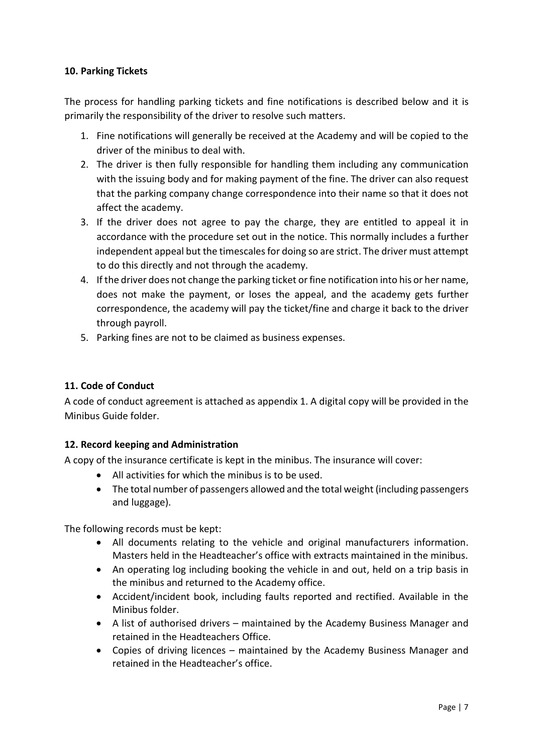**10. Parking Tickets**

The process for handling parking tickets and fine notifications is described below and it is primarily the responsibility of the driver to resolve such matters.

1. Fine notifications will generally be received at the Academy and will be copied to the driver of the minibus to deal with.
2. The driver is then fully responsible for handling them including any communication with the issuing body and for making payment of the fine. The driver can also request that the parking company change correspondence into their name so that it does not affect the academy.
3. If the driver does not agree to pay the charge, they are entitled to appeal it in accordance with the procedure set out in the notice. This normally includes a further independent appeal but the timescales for doing so are strict. The driver must attempt to do this directly and not through the academy.
4. If the driver does not change the parking ticket or fine notification into his or her name, does not make the payment, or loses the appeal, and the academy gets further correspondence, the academy will pay the ticket/fine and charge it back to the driver through payroll.
5. Parking fines are not to be claimed as business expenses.

**11. Code of Conduct**

A code of conduct agreement is attached as appendix 1. A digital copy will be provided in the Minibus Guide folder.

**12. Record keeping and Administration**

A copy of the insurance certificate is kept in the minibus. The insurance will cover:

- All activities for which the minibus is to be used.
- The total number of passengers allowed and the total weight (including passengers and luggage).

The following records must be kept:

- All documents relating to the vehicle and original manufacturers information. Masters held in the Headteacher's office with extracts maintained in the minibus.
- An operating log including booking the vehicle in and out, held on a trip basis in the minibus and returned to the Academy office.
- Accident/incident book, including faults reported and rectified. Available in the Minibus folder.
- A list of authorised drivers – maintained by the Academy Business Manager and retained in the Headteachers Office.
- Copies of driving licences – maintained by the Academy Business Manager and retained in the Headteacher's office.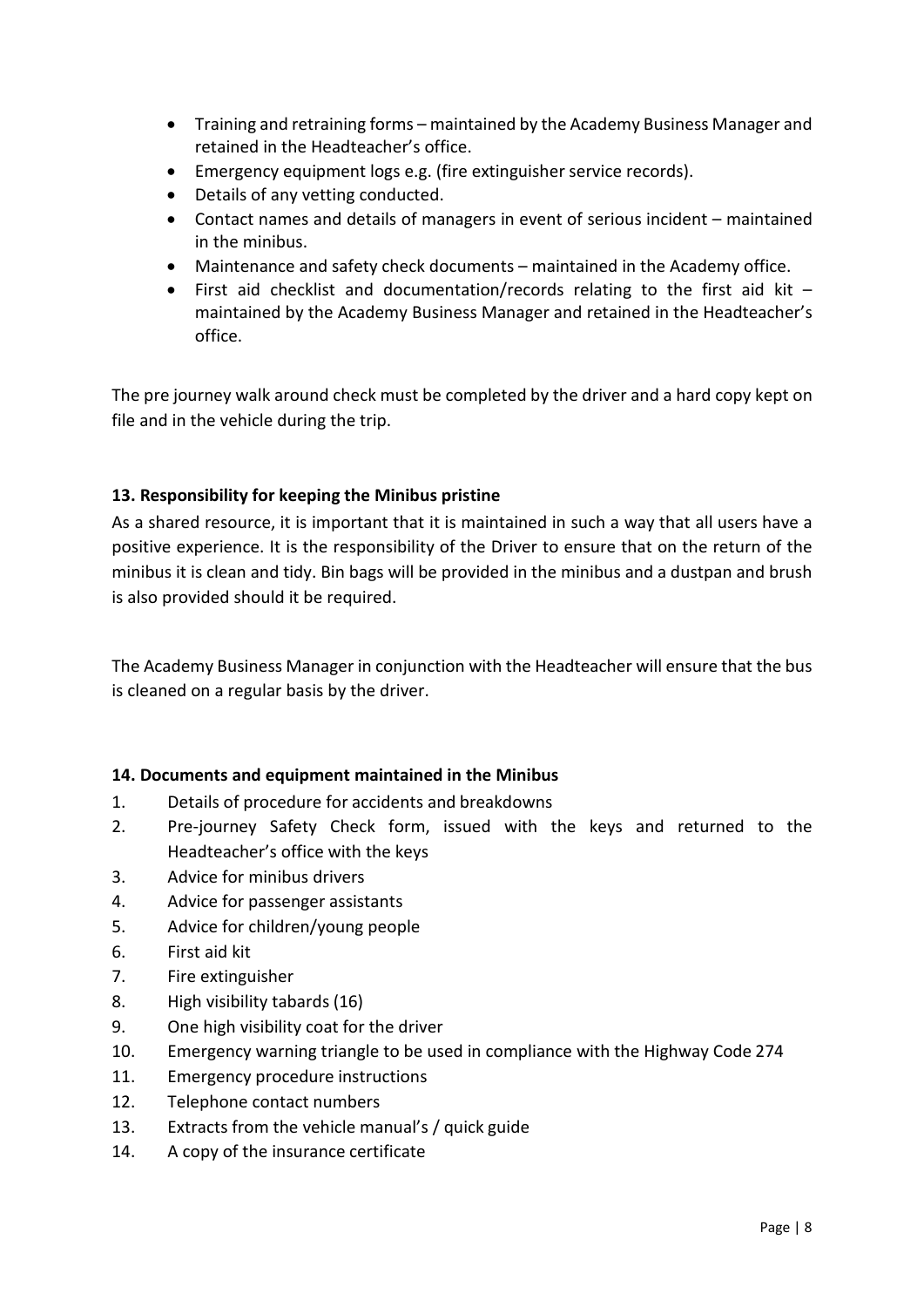- Training and retraining forms – maintained by the Academy Business Manager and retained in the Headteacher's office.
- Emergency equipment logs e.g. (fire extinguisher service records).
- Details of any vetting conducted.
- Contact names and details of managers in event of serious incident – maintained in the minibus.
- Maintenance and safety check documents – maintained in the Academy office.
- First aid checklist and documentation/records relating to the first aid kit – maintained by the Academy Business Manager and retained in the Headteacher's office.

The pre journey walk around check must be completed by the driver and a hard copy kept on file and in the vehicle during the trip.

**13. Responsibility for keeping the Minibus pristine**

As a shared resource, it is important that it is maintained in such a way that all users have a positive experience. It is the responsibility of the Driver to ensure that on the return of the minibus it is clean and tidy. Bin bags will be provided in the minibus and a dustpan and brush is also provided should it be required.

The Academy Business Manager in conjunction with the Headteacher will ensure that the bus is cleaned on a regular basis by the driver.

**14. Documents and equipment maintained in the Minibus**

1. Details of procedure for accidents and breakdowns
2. Pre-journey Safety Check form, issued with the keys and returned to the Headteacher's office with the keys
3. Advice for minibus drivers
4. Advice for passenger assistants
5. Advice for children/young people
6. First aid kit
7. Fire extinguisher
8. High visibility tabards (16)
9. One high visibility coat for the driver
10. Emergency warning triangle to be used in compliance with the Highway Code 274
11. Emergency procedure instructions
12. Telephone contact numbers
13. Extracts from the vehicle manual's / quick guide
14. A copy of the insurance certificate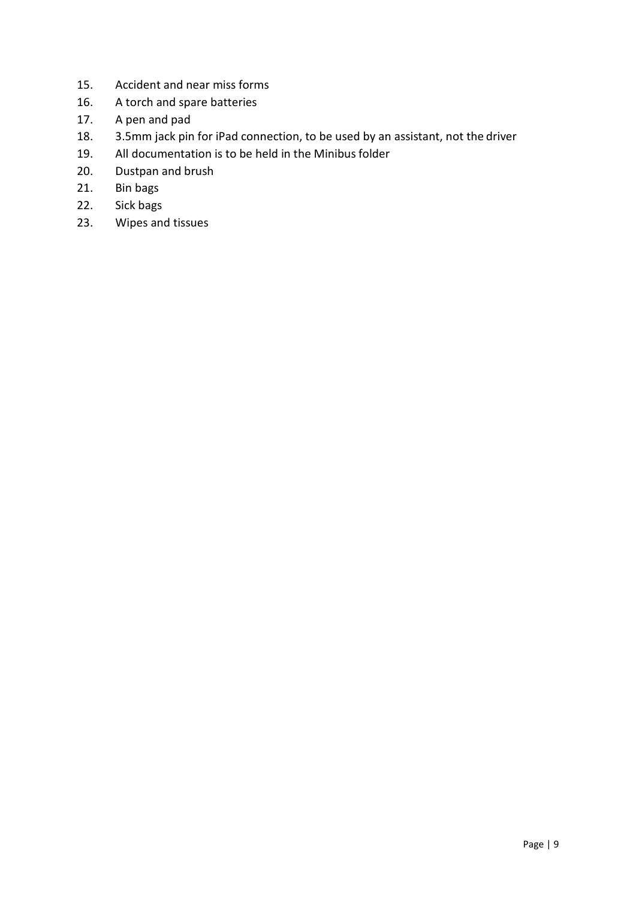15. Accident and near miss forms
16. A torch and spare batteries
17. A pen and pad
18. 3.5mm jack pin for iPad connection, to be used by an assistant, not the driver
19. All documentation is to be held in the Minibus folder
20. Dustpan and brush
21. Bin bags
22. Sick bags
23. Wipes and tissues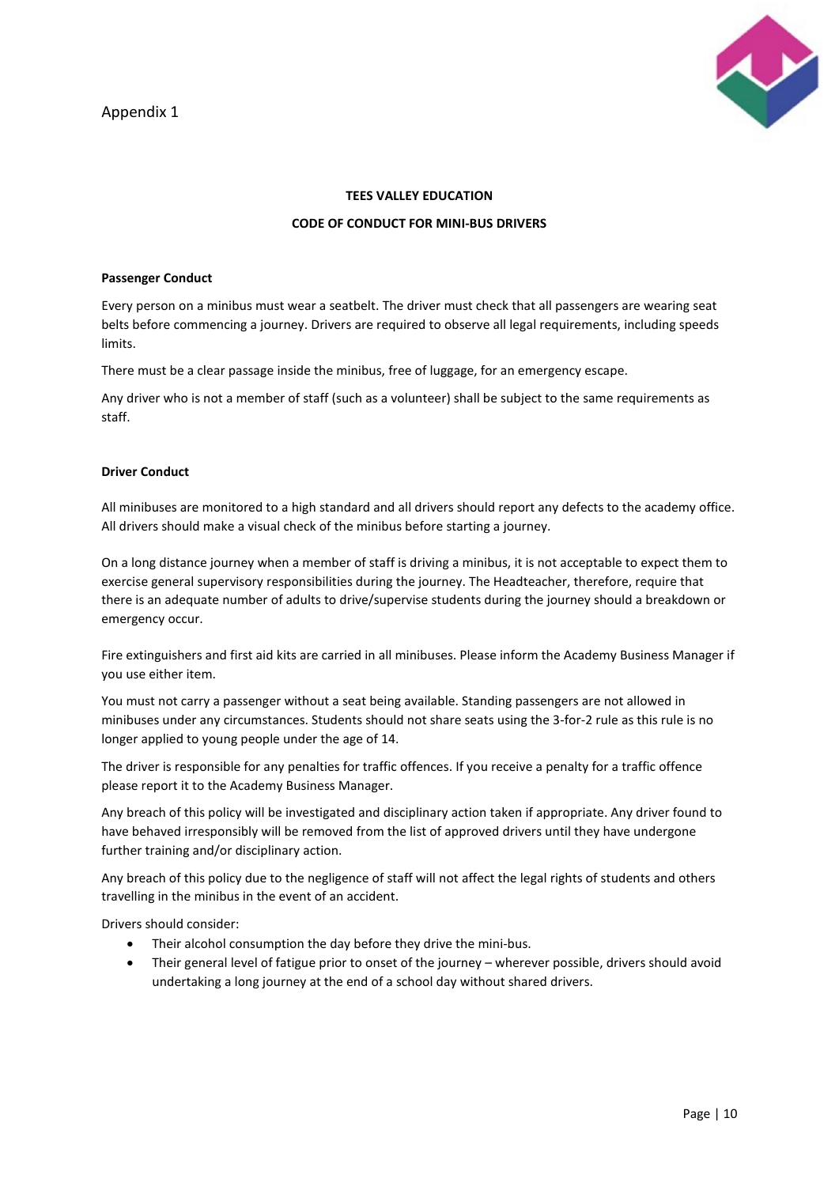Appendix 1

**TEES VALLEY EDUCATION**

**CODE OF CONDUCT FOR MINI-BUS DRIVERS**

**Passenger Conduct**

Every person on a minibus must wear a seatbelt. The driver must check that all passengers are wearing seat belts before commencing a journey. Drivers are required to observe all legal requirements, including speeds limits.

There must be a clear passage inside the minibus, free of luggage, for an emergency escape.

Any driver who is not a member of staff (such as a volunteer) shall be subject to the same requirements as staff.

**Driver Conduct**

All minibuses are monitored to a high standard and all drivers should report any defects to the academy office. All drivers should make a visual check of the minibus before starting a journey.

On a long distance journey when a member of staff is driving a minibus, it is not acceptable to expect them to exercise general supervisory responsibilities during the journey. The Headteacher, therefore, require that there is an adequate number of adults to drive/supervise students during the journey should a breakdown or emergency occur.

Fire extinguishers and first aid kits are carried in all minibuses. Please inform the Academy Business Manager if you use either item.

You must not carry a passenger without a seat being available. Standing passengers are not allowed in minibuses under any circumstances. Students should not share seats using the 3-for-2 rule as this rule is no longer applied to young people under the age of 14.

The driver is responsible for any penalties for traffic offences. If you receive a penalty for a traffic offence please report it to the Academy Business Manager.

Any breach of this policy will be investigated and disciplinary action taken if appropriate. Any driver found to have behaved irresponsibly will be removed from the list of approved drivers until they have undergone further training and/or disciplinary action.

Any breach of this policy due to the negligence of staff will not affect the legal rights of students and others travelling in the minibus in the event of an accident.

Drivers should consider:

- Their alcohol consumption the day before they drive the mini-bus.
- Their general level of fatigue prior to onset of the journey – wherever possible, drivers should avoid undertaking a long journey at the end of a school day without shared drivers.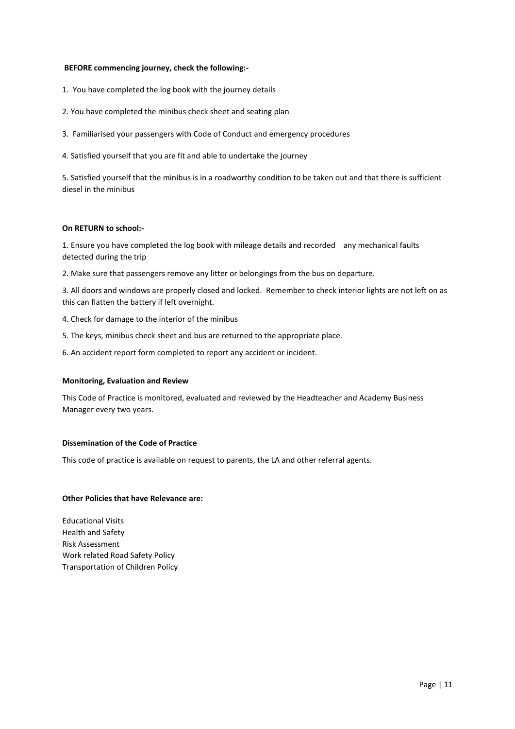**BEFORE commencing journey, check the following:-**

1. You have completed the log book with the journey details
2. You have completed the minibus check sheet and seating plan
3. Familiarised your passengers with Code of Conduct and emergency procedures
4. Satisfied yourself that you are fit and able to undertake the journey
5. Satisfied yourself that the minibus is in a roadworthy condition to be taken out and that there is sufficient diesel in the minibus

**On RETURN to school:-**

1. Ensure you have completed the log book with mileage details and recorded any mechanical faults detected during the trip
2. Make sure that passengers remove any litter or belongings from the bus on departure.
3. All doors and windows are properly closed and locked. Remember to check interior lights are not left on as this can flatten the battery if left overnight.
4. Check for damage to the interior of the minibus
5. The keys, minibus check sheet and bus are returned to the appropriate place.
6. An accident report form completed to report any accident or incident.

**Monitoring, Evaluation and Review**

This Code of Practice is monitored, evaluated and reviewed by the Headteacher and Academy Business Manager every two years.

**Dissemination of the Code of Practice**

This code of practice is available on request to parents, the LA and other referral agents.

**Other Policies that have Relevance are:**

Educational Visits
Health and Safety
Risk Assessment
Work related Road Safety Policy
Transportation of Children Policy